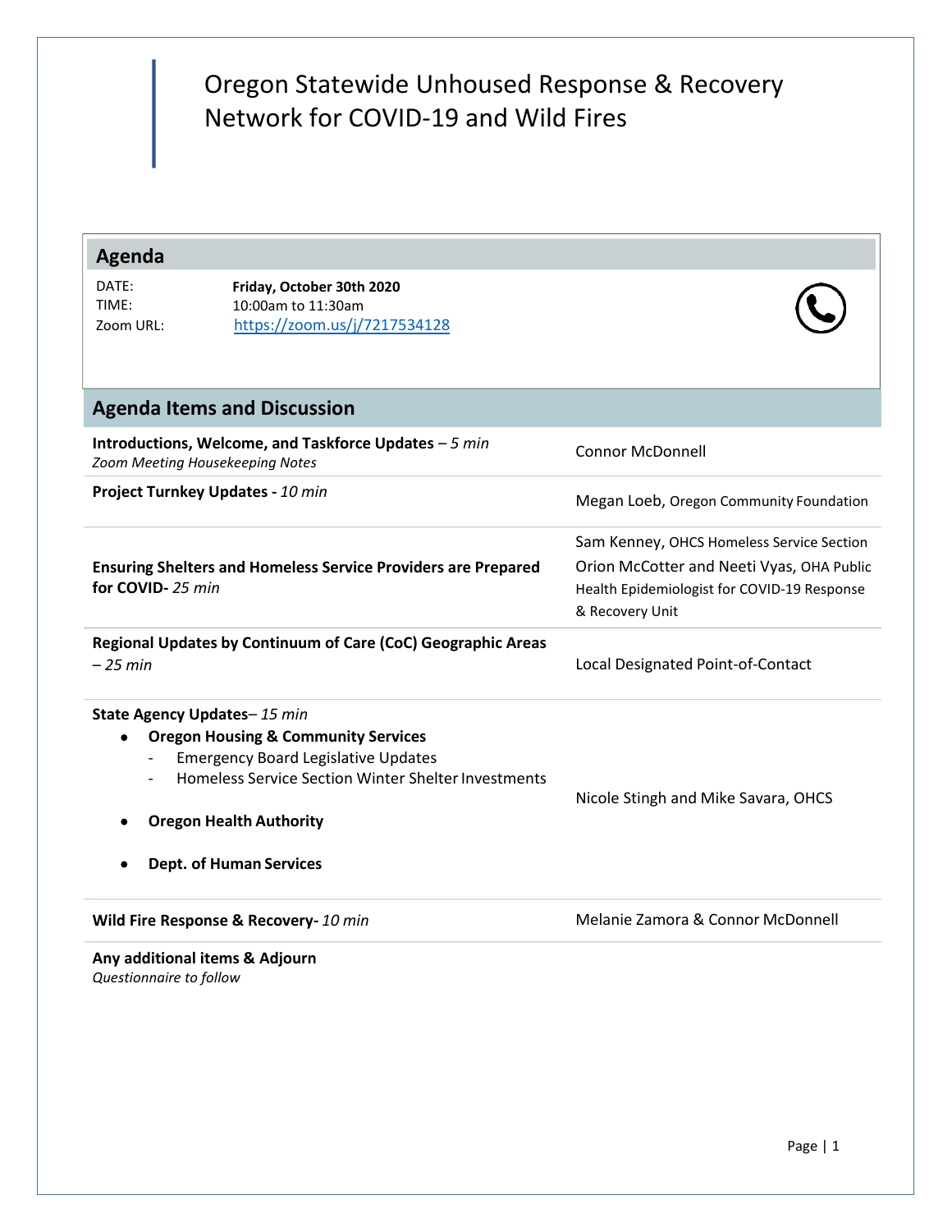# Oregon Statewide Unhoused Response & Recovery Network for COVID-19 and Wild Fires

## Agenda

| | |
|---|---|
| DATE: | **Friday, October 30th 2020** |
| TIME: | 10:00am to 11:30am |
| Zoom URL: | https://zoom.us/j/7217534128 |

## Agenda Items and Discussion

| Agenda Item | Presenter |
|---|---|
| **Introductions, Welcome, and Taskforce Updates** – *5 min*<br>*Zoom Meeting Housekeeping Notes* | Connor McDonnell |
| **Project Turnkey Updates -** *10 min* | Megan Loeb, Oregon Community Foundation |
| **Ensuring Shelters and Homeless Service Providers are Prepared for COVID-** *25 min* | Sam Kenney, OHCS Homeless Service Section<br>Orion McCotter and Neeti Vyas, OHA Public Health Epidemiologist for COVID-19 Response & Recovery Unit |
| **Regional Updates by Continuum of Care (CoC) Geographic Areas** – *25 min* | Local Designated Point-of-Contact |
| **State Agency Updates**– *15 min*<br>• **Oregon Housing & Community Services**<br>  - Emergency Board Legislative Updates<br>  - Homeless Service Section Winter Shelter Investments<br>• **Oregon Health Authority**<br>• **Dept. of Human Services** | Nicole Stingh and Mike Savara, OHCS |
| **Wild Fire Response & Recovery-** *10 min* | Melanie Zamora & Connor McDonnell |
| **Any additional items & Adjourn**<br>*Questionnaire to follow* | |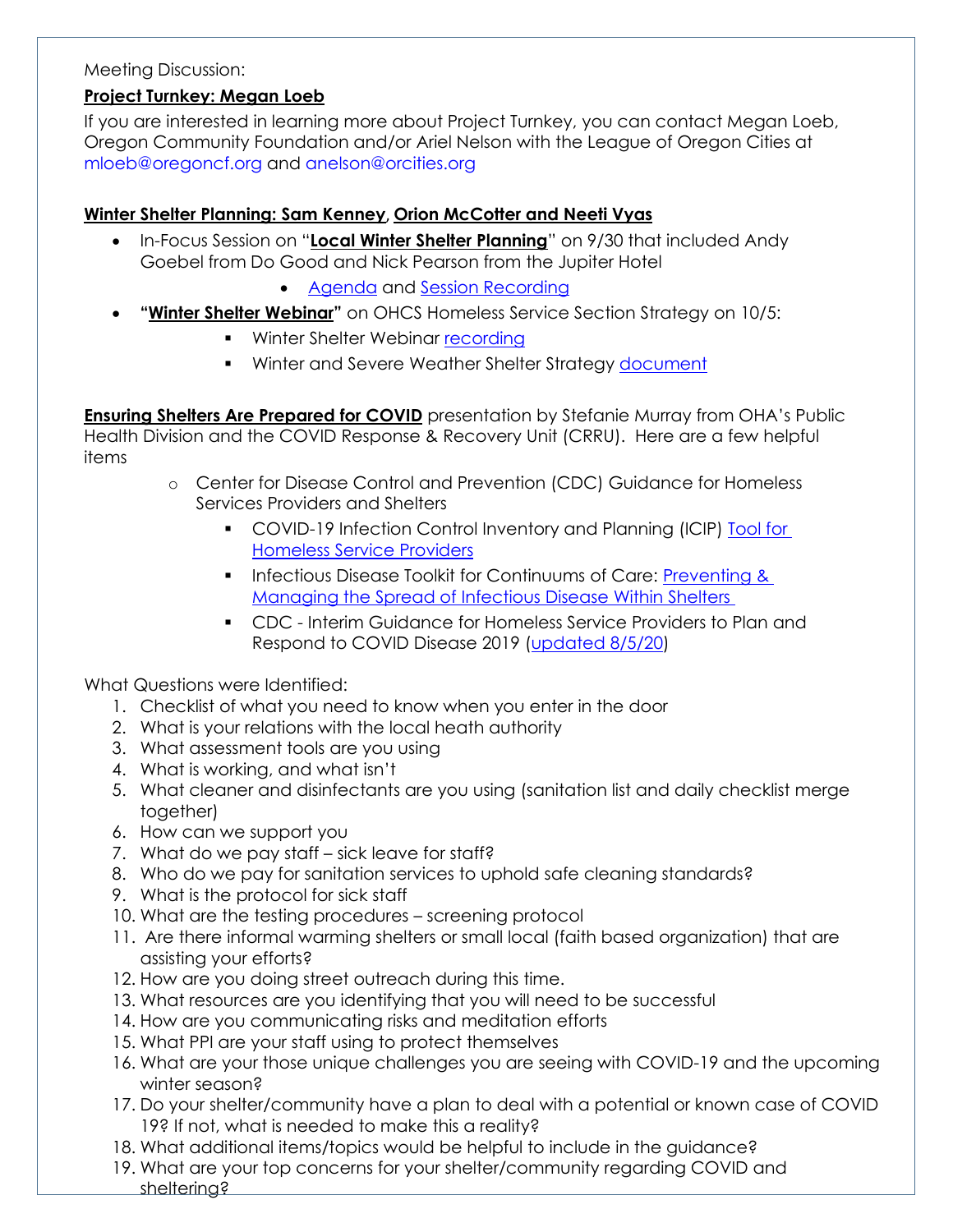Meeting Discussion:

**Project Turnkey: Megan Loeb**

If you are interested in learning more about Project Turnkey, you can contact Megan Loeb, Oregon Community Foundation and/or Ariel Nelson with the League of Oregon Cities at mloeb@oregoncf.org and anelson@orcities.org

**Winter Shelter Planning: Sam Kenney, Orion McCotter and Neeti Vyas**

- In-Focus Session on "**Local Winter Shelter Planning**" on 9/30 that included Andy Goebel from Do Good and Nick Pearson from the Jupiter Hotel
    - Agenda and Session Recording
- **"Winter Shelter Webinar"** on OHCS Homeless Service Section Strategy on 10/5:
    - Winter Shelter Webinar recording
    - Winter and Severe Weather Shelter Strategy document

**Ensuring Shelters Are Prepared for COVID** presentation by Stefanie Murray from OHA's Public Health Division and the COVID Response & Recovery Unit (CRRU). Here are a few helpful items

- Center for Disease Control and Prevention (CDC) Guidance for Homeless Services Providers and Shelters
    - COVID-19 Infection Control Inventory and Planning (ICIP) Tool for Homeless Service Providers
    - Infectious Disease Toolkit for Continuums of Care: Preventing & Managing the Spread of Infectious Disease Within Shelters
    - CDC - Interim Guidance for Homeless Service Providers to Plan and Respond to COVID Disease 2019 (updated 8/5/20)

What Questions were Identified:

1. Checklist of what you need to know when you enter in the door
2. What is your relations with the local heath authority
3. What assessment tools are you using
4. What is working, and what isn't
5. What cleaner and disinfectants are you using (sanitation list and daily checklist merge together)
6. How can we support you
7. What do we pay staff – sick leave for staff?
8. Who do we pay for sanitation services to uphold safe cleaning standards?
9. What is the protocol for sick staff
10. What are the testing procedures – screening protocol
11. Are there informal warming shelters or small local (faith based organization) that are assisting your efforts?
12. How are you doing street outreach during this time.
13. What resources are you identifying that you will need to be successful
14. How are you communicating risks and meditation efforts
15. What PPI are your staff using to protect themselves
16. What are your those unique challenges you are seeing with COVID-19 and the upcoming winter season?
17. Do your shelter/community have a plan to deal with a potential or known case of COVID 19? If not, what is needed to make this a reality?
18. What additional items/topics would be helpful to include in the guidance?
19. What are your top concerns for your shelter/community regarding COVID and sheltering?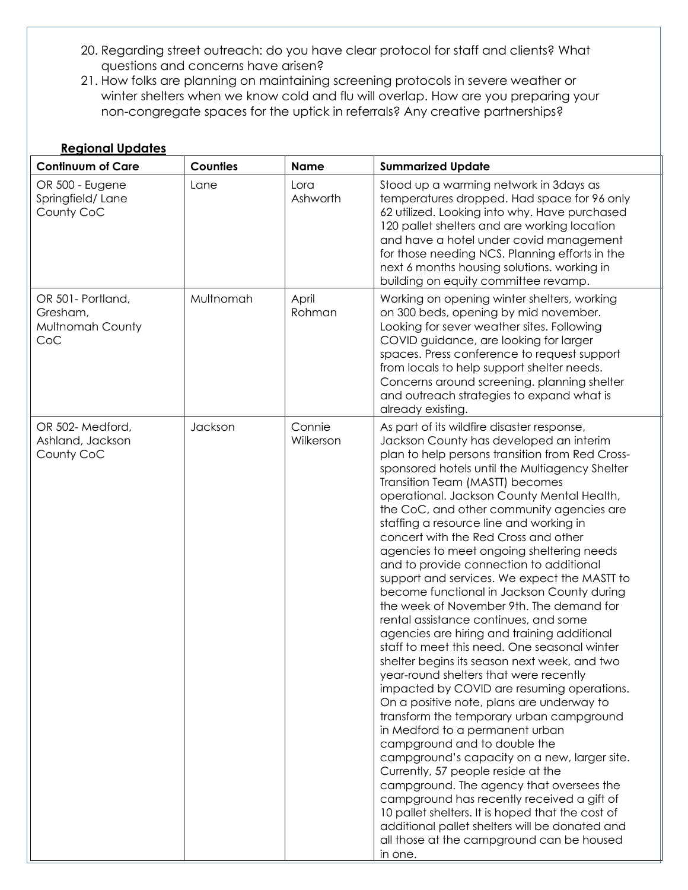20. Regarding street outreach: do you have clear protocol for staff and clients? What questions and concerns have arisen?
21. How folks are planning on maintaining screening protocols in severe weather or winter shelters when we know cold and flu will overlap. How are you preparing your non-congregate spaces for the uptick in referrals? Any creative partnerships?

**Regional Updates**

| Continuum of Care | Counties | Name | Summarized Update |
| --- | --- | --- | --- |
| OR 500 - Eugene Springfield/ Lane County CoC | Lane | Lora Ashworth | Stood up a warming network in 3days as temperatures dropped. Had space for 96 only 62 utilized. Looking into why. Have purchased 120 pallet shelters and are working location and have a hotel under covid management for those needing NCS. Planning efforts in the next 6 months housing solutions. working in building on equity committee revamp. |
| OR 501- Portland, Gresham, Multnomah County CoC | Multnomah | April Rohman | Working on opening winter shelters, working on 300 beds, opening by mid november. Looking for sever weather sites. Following COVID guidance, are looking for larger spaces. Press conference to request support from locals to help support shelter needs. Concerns around screening. planning shelter and outreach strategies to expand what is already existing. |
| OR 502- Medford, Ashland, Jackson County CoC | Jackson | Connie Wilkerson | As part of its wildfire disaster response, Jackson County has developed an interim plan to help persons transition from Red Cross-sponsored hotels until the Multiagency Shelter Transition Team (MASTT) becomes operational. Jackson County Mental Health, the CoC, and other community agencies are staffing a resource line and working in concert with the Red Cross and other agencies to meet ongoing sheltering needs and to provide connection to additional support and services. We expect the MASTT to become functional in Jackson County during the week of November 9th. The demand for rental assistance continues, and some agencies are hiring and training additional staff to meet this need. One seasonal winter shelter begins its season next week, and two year-round shelters that were recently impacted by COVID are resuming operations. On a positive note, plans are underway to transform the temporary urban campground in Medford to a permanent urban campground and to double the campground's capacity on a new, larger site. Currently, 57 people reside at the campground. The agency that oversees the campground has recently received a gift of 10 pallet shelters. It is hoped that the cost of additional pallet shelters will be donated and all those at the campground can be housed in one. |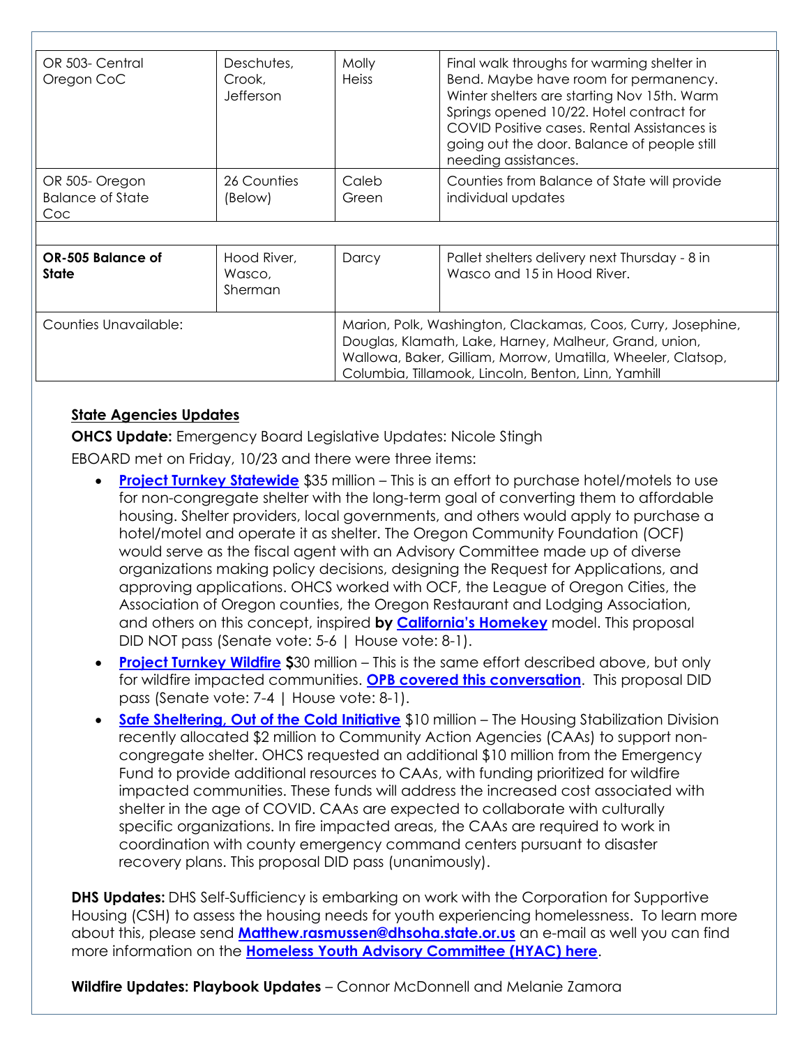| | | | |
|---|---|---|---|
| OR 503- Central Oregon CoC | Deschutes, Crook, Jefferson | Molly Heiss | Final walk throughs for warming shelter in Bend. Maybe have room for permanency. Winter shelters are starting Nov 15th. Warm Springs opened 10/22. Hotel contract for COVID Positive cases. Rental Assistances is going out the door. Balance of people still needing assistances. |
| OR 505- Oregon Balance of State Coc | 26 Counties (Below) | Caleb Green | Counties from Balance of State will provide individual updates |
| | | | |
| **OR-505 Balance of State** | Hood River, Wasco, Sherman | Darcy | Pallet shelters delivery next Thursday - 8 in Wasco and 15 in Hood River. |
| Counties Unavailable: | | Marion, Polk, Washington, Clackamas, Coos, Curry, Josephine, Douglas, Klamath, Lake, Harney, Malheur, Grand, union, Wallowa, Baker, Gilliam, Morrow, Umatilla, Wheeler, Clatsop, Columbia, Tillamook, Lincoln, Benton, Linn, Yamhill | |

**State Agencies Updates**

**OHCS Update:** Emergency Board Legislative Updates: Nicole Stingh

EBOARD met on Friday, 10/23 and there were three items:

- **Project Turnkey Statewide** $35 million – This is an effort to purchase hotel/motels to use for non-congregate shelter with the long-term goal of converting them to affordable housing. Shelter providers, local governments, and others would apply to purchase a hotel/motel and operate it as shelter. The Oregon Community Foundation (OCF) would serve as the fiscal agent with an Advisory Committee made up of diverse organizations making policy decisions, designing the Request for Applications, and approving applications. OHCS worked with OCF, the League of Oregon Cities, the Association of Oregon counties, the Oregon Restaurant and Lodging Association, and others on this concept, inspired **by California's Homekey** model. This proposal DID NOT pass (Senate vote: 5-6 | House vote: 8-1).
- **Project Turnkey Wildfire** **$**30 million – This is the same effort described above, but only for wildfire impacted communities. **OPB covered this conversation**. This proposal DID pass (Senate vote: 7-4 | House vote: 8-1).
- **Safe Sheltering, Out of the Cold Initiative** $10 million – The Housing Stabilization Division recently allocated $2 million to Community Action Agencies (CAAs) to support non-congregate shelter. OHCS requested an additional $10 million from the Emergency Fund to provide additional resources to CAAs, with funding prioritized for wildfire impacted communities. These funds will address the increased cost associated with shelter in the age of COVID. CAAs are expected to collaborate with culturally specific organizations. In fire impacted areas, the CAAs are required to work in coordination with county emergency command centers pursuant to disaster recovery plans. This proposal DID pass (unanimously).

**DHS Updates:** DHS Self-Sufficiency is embarking on work with the Corporation for Supportive Housing (CSH) to assess the housing needs for youth experiencing homelessness. To learn more about this, please send **Matthew.rasmussen@dhsoha.state.or.us** an e-mail as well you can find more information on the **Homeless Youth Advisory Committee (HYAC) here**.

**Wildfire Updates: Playbook Updates** – Connor McDonnell and Melanie Zamora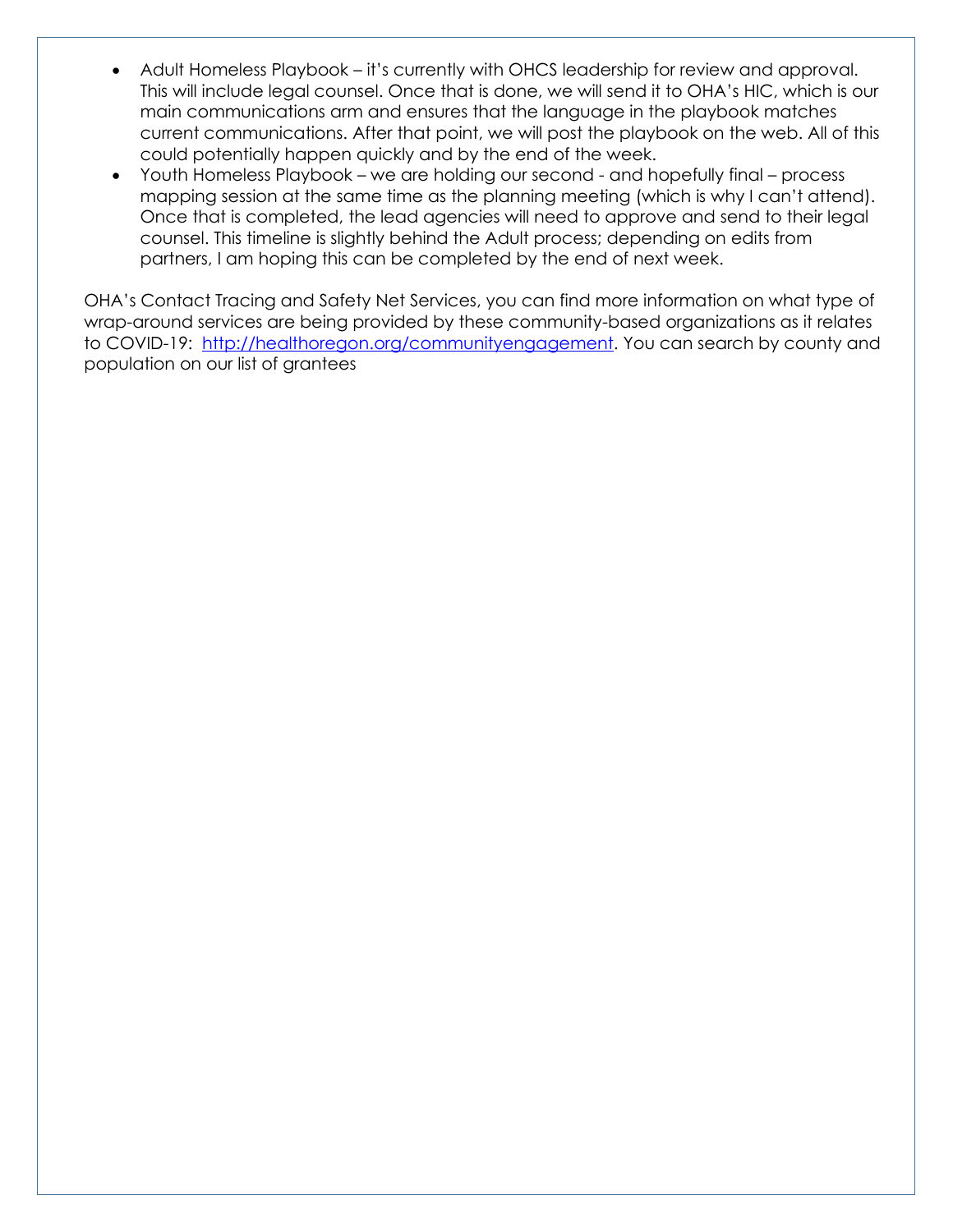- Adult Homeless Playbook – it's currently with OHCS leadership for review and approval. This will include legal counsel. Once that is done, we will send it to OHA's HIC, which is our main communications arm and ensures that the language in the playbook matches current communications. After that point, we will post the playbook on the web. All of this could potentially happen quickly and by the end of the week.
- Youth Homeless Playbook – we are holding our second - and hopefully final – process mapping session at the same time as the planning meeting (which is why I can't attend). Once that is completed, the lead agencies will need to approve and send to their legal counsel. This timeline is slightly behind the Adult process; depending on edits from partners, I am hoping this can be completed by the end of next week.

OHA's Contact Tracing and Safety Net Services, you can find more information on what type of wrap-around services are being provided by these community-based organizations as it relates to COVID-19: [http://healthoregon.org/communityengagement](http://healthoregon.org/communityengagement). You can search by county and population on our list of grantees